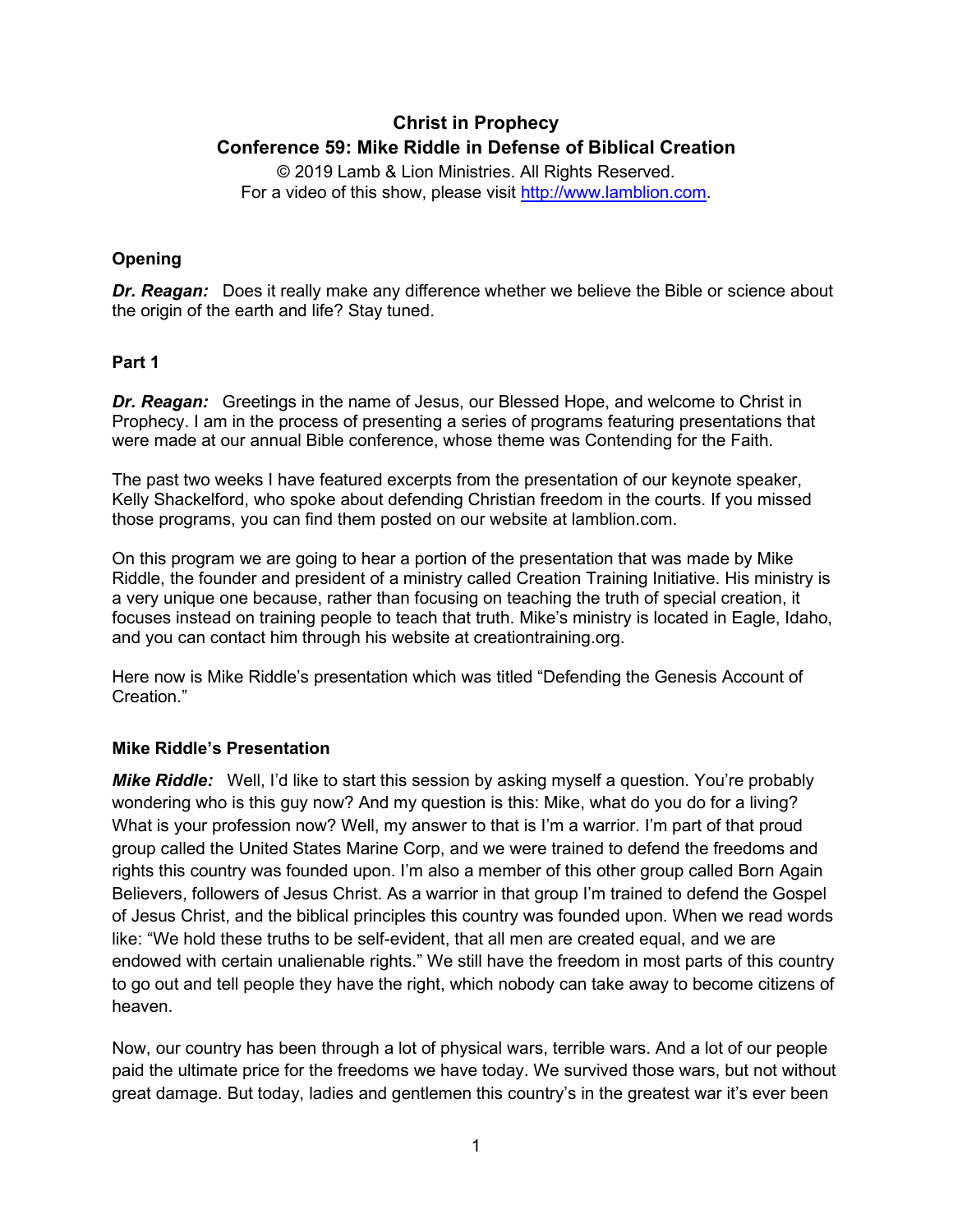# Christ in Prophecy
## Conference 59: Mike Riddle in Defense of Biblical Creation

© 2019 Lamb & Lion Ministries. All Rights Reserved.
For a video of this show, please visit http://www.lamblion.com.

### Opening

***Dr. Reagan:*** Does it really make any difference whether we believe the Bible or science about the origin of the earth and life? Stay tuned.

### Part 1

***Dr. Reagan:*** Greetings in the name of Jesus, our Blessed Hope, and welcome to Christ in Prophecy. I am in the process of presenting a series of programs featuring presentations that were made at our annual Bible conference, whose theme was Contending for the Faith.

The past two weeks I have featured excerpts from the presentation of our keynote speaker, Kelly Shackelford, who spoke about defending Christian freedom in the courts. If you missed those programs, you can find them posted on our website at lamblion.com.

On this program we are going to hear a portion of the presentation that was made by Mike Riddle, the founder and president of a ministry called Creation Training Initiative. His ministry is a very unique one because, rather than focusing on teaching the truth of special creation, it focuses instead on training people to teach that truth. Mike's ministry is located in Eagle, Idaho, and you can contact him through his website at creationtraining.org.

Here now is Mike Riddle's presentation which was titled "Defending the Genesis Account of Creation."

### Mike Riddle's Presentation

***Mike Riddle:*** Well, I'd like to start this session by asking myself a question. You're probably wondering who is this guy now? And my question is this: Mike, what do you do for a living? What is your profession now? Well, my answer to that is I'm a warrior. I'm part of that proud group called the United States Marine Corp, and we were trained to defend the freedoms and rights this country was founded upon. I'm also a member of this other group called Born Again Believers, followers of Jesus Christ. As a warrior in that group I'm trained to defend the Gospel of Jesus Christ, and the biblical principles this country was founded upon. When we read words like: "We hold these truths to be self-evident, that all men are created equal, and we are endowed with certain unalienable rights." We still have the freedom in most parts of this country to go out and tell people they have the right, which nobody can take away to become citizens of heaven.

Now, our country has been through a lot of physical wars, terrible wars. And a lot of our people paid the ultimate price for the freedoms we have today. We survived those wars, but not without great damage. But today, ladies and gentlemen this country's in the greatest war it's ever been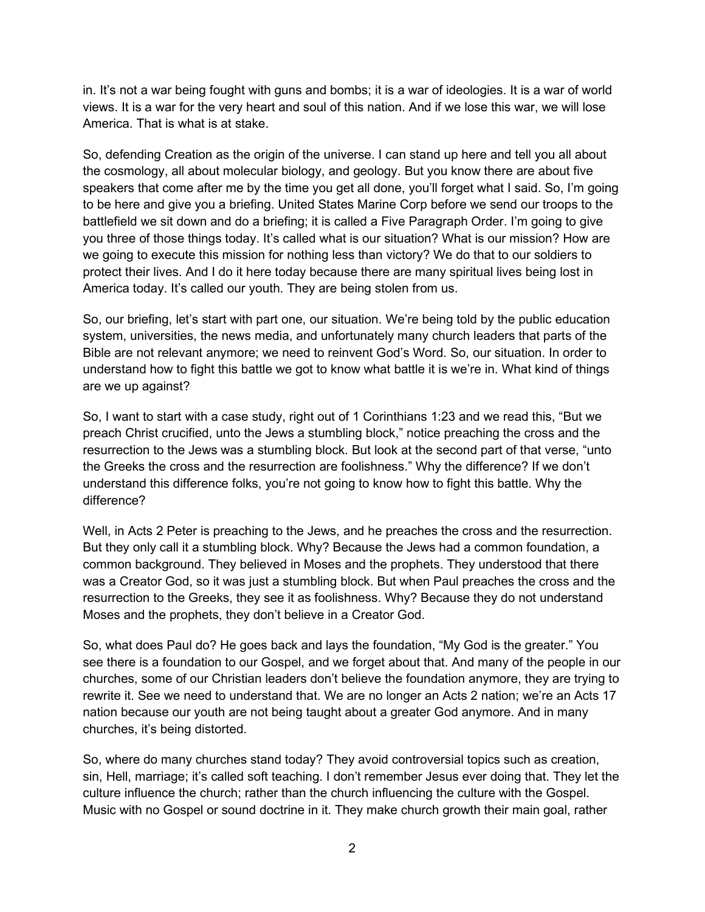in. It's not a war being fought with guns and bombs; it is a war of ideologies. It is a war of world views. It is a war for the very heart and soul of this nation. And if we lose this war, we will lose America. That is what is at stake.

So, defending Creation as the origin of the universe. I can stand up here and tell you all about the cosmology, all about molecular biology, and geology. But you know there are about five speakers that come after me by the time you get all done, you'll forget what I said. So, I'm going to be here and give you a briefing. United States Marine Corp before we send our troops to the battlefield we sit down and do a briefing; it is called a Five Paragraph Order. I'm going to give you three of those things today. It's called what is our situation? What is our mission? How are we going to execute this mission for nothing less than victory? We do that to our soldiers to protect their lives. And I do it here today because there are many spiritual lives being lost in America today. It's called our youth. They are being stolen from us.

So, our briefing, let's start with part one, our situation. We're being told by the public education system, universities, the news media, and unfortunately many church leaders that parts of the Bible are not relevant anymore; we need to reinvent God's Word. So, our situation. In order to understand how to fight this battle we got to know what battle it is we're in. What kind of things are we up against?

So, I want to start with a case study, right out of 1 Corinthians 1:23 and we read this, "But we preach Christ crucified, unto the Jews a stumbling block," notice preaching the cross and the resurrection to the Jews was a stumbling block. But look at the second part of that verse, "unto the Greeks the cross and the resurrection are foolishness." Why the difference? If we don't understand this difference folks, you're not going to know how to fight this battle. Why the difference?

Well, in Acts 2 Peter is preaching to the Jews, and he preaches the cross and the resurrection. But they only call it a stumbling block. Why? Because the Jews had a common foundation, a common background. They believed in Moses and the prophets. They understood that there was a Creator God, so it was just a stumbling block. But when Paul preaches the cross and the resurrection to the Greeks, they see it as foolishness. Why? Because they do not understand Moses and the prophets, they don't believe in a Creator God.

So, what does Paul do? He goes back and lays the foundation, "My God is the greater." You see there is a foundation to our Gospel, and we forget about that. And many of the people in our churches, some of our Christian leaders don't believe the foundation anymore, they are trying to rewrite it. See we need to understand that. We are no longer an Acts 2 nation; we're an Acts 17 nation because our youth are not being taught about a greater God anymore. And in many churches, it's being distorted.

So, where do many churches stand today? They avoid controversial topics such as creation, sin, Hell, marriage; it's called soft teaching. I don't remember Jesus ever doing that. They let the culture influence the church; rather than the church influencing the culture with the Gospel. Music with no Gospel or sound doctrine in it. They make church growth their main goal, rather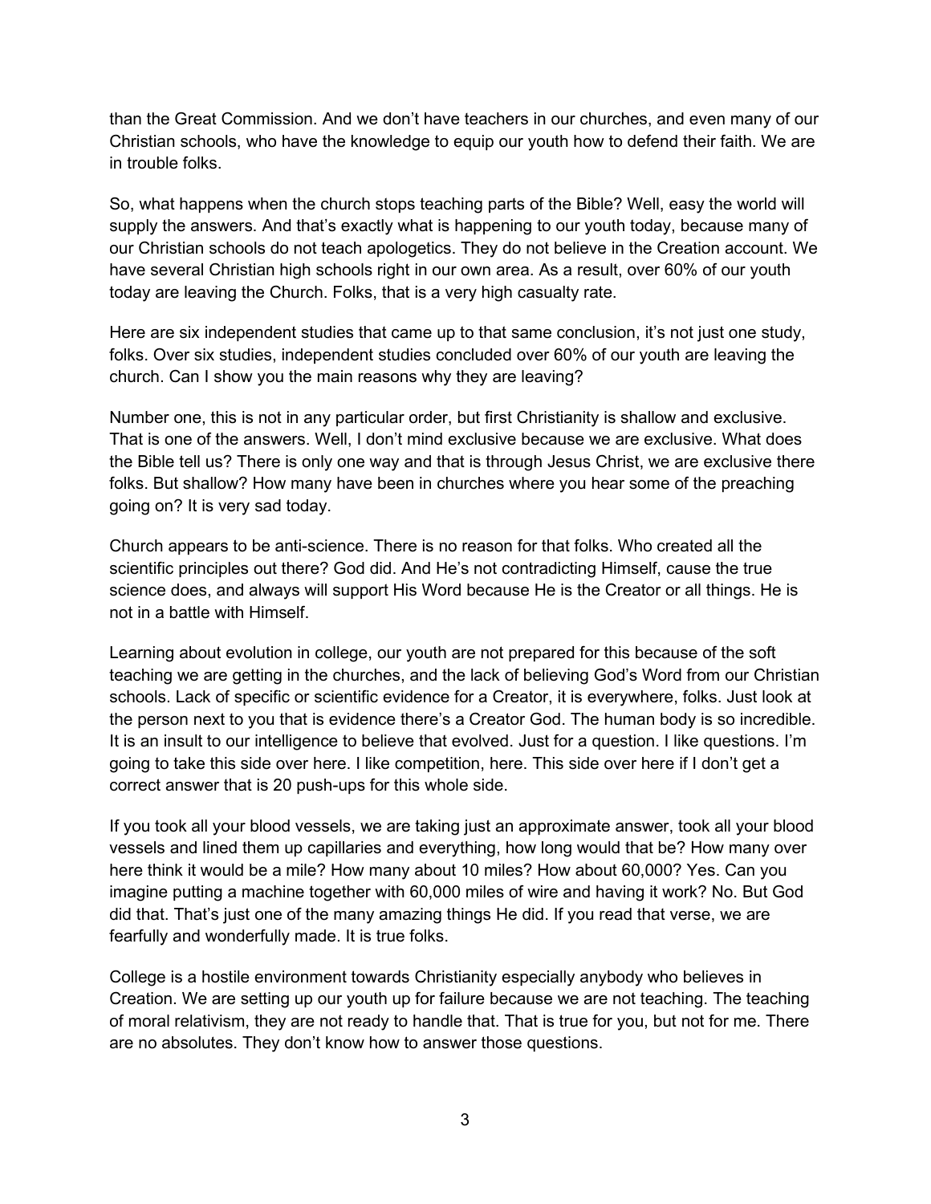than the Great Commission. And we don’t have teachers in our churches, and even many of our Christian schools, who have the knowledge to equip our youth how to defend their faith. We are in trouble folks.

So, what happens when the church stops teaching parts of the Bible? Well, easy the world will supply the answers. And that’s exactly what is happening to our youth today, because many of our Christian schools do not teach apologetics. They do not believe in the Creation account. We have several Christian high schools right in our own area. As a result, over 60% of our youth today are leaving the Church. Folks, that is a very high casualty rate.

Here are six independent studies that came up to that same conclusion, it’s not just one study, folks. Over six studies, independent studies concluded over 60% of our youth are leaving the church. Can I show you the main reasons why they are leaving?

Number one, this is not in any particular order, but first Christianity is shallow and exclusive. That is one of the answers. Well, I don’t mind exclusive because we are exclusive. What does the Bible tell us? There is only one way and that is through Jesus Christ, we are exclusive there folks. But shallow? How many have been in churches where you hear some of the preaching going on? It is very sad today.

Church appears to be anti-science. There is no reason for that folks. Who created all the scientific principles out there? God did. And He’s not contradicting Himself, cause the true science does, and always will support His Word because He is the Creator or all things. He is not in a battle with Himself.

Learning about evolution in college, our youth are not prepared for this because of the soft teaching we are getting in the churches, and the lack of believing God’s Word from our Christian schools. Lack of specific or scientific evidence for a Creator, it is everywhere, folks. Just look at the person next to you that is evidence there’s a Creator God. The human body is so incredible. It is an insult to our intelligence to believe that evolved. Just for a question. I like questions. I’m going to take this side over here. I like competition, here. This side over here if I don’t get a correct answer that is 20 push-ups for this whole side.

If you took all your blood vessels, we are taking just an approximate answer, took all your blood vessels and lined them up capillaries and everything, how long would that be? How many over here think it would be a mile? How many about 10 miles? How about 60,000? Yes. Can you imagine putting a machine together with 60,000 miles of wire and having it work? No. But God did that. That’s just one of the many amazing things He did. If you read that verse, we are fearfully and wonderfully made. It is true folks.

College is a hostile environment towards Christianity especially anybody who believes in Creation. We are setting up our youth up for failure because we are not teaching. The teaching of moral relativism, they are not ready to handle that. That is true for you, but not for me. There are no absolutes. They don’t know how to answer those questions.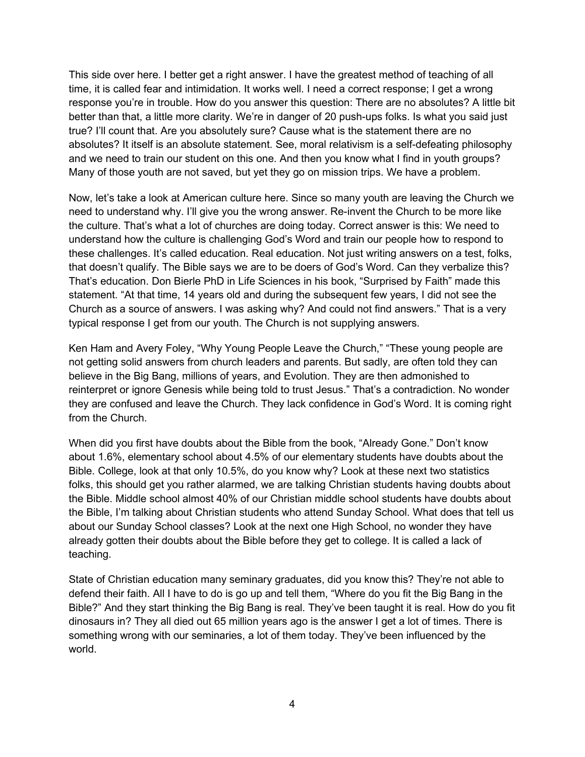This side over here. I better get a right answer. I have the greatest method of teaching of all time, it is called fear and intimidation. It works well. I need a correct response; I get a wrong response you're in trouble. How do you answer this question: There are no absolutes? A little bit better than that, a little more clarity. We're in danger of 20 push-ups folks. Is what you said just true? I'll count that. Are you absolutely sure? Cause what is the statement there are no absolutes? It itself is an absolute statement. See, moral relativism is a self-defeating philosophy and we need to train our student on this one. And then you know what I find in youth groups? Many of those youth are not saved, but yet they go on mission trips. We have a problem.

Now, let's take a look at American culture here. Since so many youth are leaving the Church we need to understand why. I'll give you the wrong answer. Re-invent the Church to be more like the culture. That's what a lot of churches are doing today. Correct answer is this: We need to understand how the culture is challenging God's Word and train our people how to respond to these challenges. It's called education. Real education. Not just writing answers on a test, folks, that doesn't qualify. The Bible says we are to be doers of God's Word. Can they verbalize this? That's education. Don Bierle PhD in Life Sciences in his book, "Surprised by Faith" made this statement. "At that time, 14 years old and during the subsequent few years, I did not see the Church as a source of answers. I was asking why? And could not find answers." That is a very typical response I get from our youth. The Church is not supplying answers.

Ken Ham and Avery Foley, "Why Young People Leave the Church," "These young people are not getting solid answers from church leaders and parents. But sadly, are often told they can believe in the Big Bang, millions of years, and Evolution. They are then admonished to reinterpret or ignore Genesis while being told to trust Jesus." That's a contradiction. No wonder they are confused and leave the Church. They lack confidence in God's Word. It is coming right from the Church.

When did you first have doubts about the Bible from the book, "Already Gone." Don't know about 1.6%, elementary school about 4.5% of our elementary students have doubts about the Bible. College, look at that only 10.5%, do you know why? Look at these next two statistics folks, this should get you rather alarmed, we are talking Christian students having doubts about the Bible. Middle school almost 40% of our Christian middle school students have doubts about the Bible, I'm talking about Christian students who attend Sunday School. What does that tell us about our Sunday School classes? Look at the next one High School, no wonder they have already gotten their doubts about the Bible before they get to college. It is called a lack of teaching.

State of Christian education many seminary graduates, did you know this? They're not able to defend their faith. All I have to do is go up and tell them, "Where do you fit the Big Bang in the Bible?" And they start thinking the Big Bang is real. They've been taught it is real. How do you fit dinosaurs in? They all died out 65 million years ago is the answer I get a lot of times. There is something wrong with our seminaries, a lot of them today. They've been influenced by the world.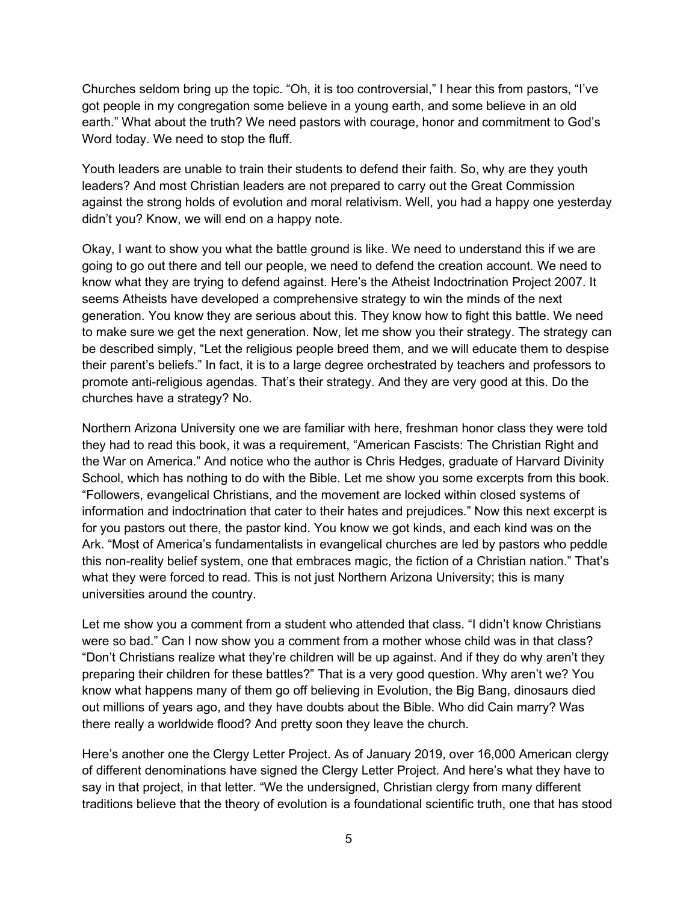Churches seldom bring up the topic. “Oh, it is too controversial,” I hear this from pastors, “I’ve got people in my congregation some believe in a young earth, and some believe in an old earth.” What about the truth? We need pastors with courage, honor and commitment to God’s Word today. We need to stop the fluff.

Youth leaders are unable to train their students to defend their faith. So, why are they youth leaders? And most Christian leaders are not prepared to carry out the Great Commission against the strong holds of evolution and moral relativism. Well, you had a happy one yesterday didn’t you? Know, we will end on a happy note.

Okay, I want to show you what the battle ground is like. We need to understand this if we are going to go out there and tell our people, we need to defend the creation account. We need to know what they are trying to defend against. Here’s the Atheist Indoctrination Project 2007. It seems Atheists have developed a comprehensive strategy to win the minds of the next generation. You know they are serious about this. They know how to fight this battle. We need to make sure we get the next generation. Now, let me show you their strategy. The strategy can be described simply, “Let the religious people breed them, and we will educate them to despise their parent’s beliefs.” In fact, it is to a large degree orchestrated by teachers and professors to promote anti-religious agendas. That’s their strategy. And they are very good at this. Do the churches have a strategy? No.

Northern Arizona University one we are familiar with here, freshman honor class they were told they had to read this book, it was a requirement, “American Fascists: The Christian Right and the War on America.” And notice who the author is Chris Hedges, graduate of Harvard Divinity School, which has nothing to do with the Bible. Let me show you some excerpts from this book. “Followers, evangelical Christians, and the movement are locked within closed systems of information and indoctrination that cater to their hates and prejudices.” Now this next excerpt is for you pastors out there, the pastor kind. You know we got kinds, and each kind was on the Ark. “Most of America’s fundamentalists in evangelical churches are led by pastors who peddle this non-reality belief system, one that embraces magic, the fiction of a Christian nation.” That’s what they were forced to read. This is not just Northern Arizona University; this is many universities around the country.

Let me show you a comment from a student who attended that class. “I didn’t know Christians were so bad.” Can I now show you a comment from a mother whose child was in that class? “Don’t Christians realize what they’re children will be up against. And if they do why aren’t they preparing their children for these battles?” That is a very good question. Why aren’t we? You know what happens many of them go off believing in Evolution, the Big Bang, dinosaurs died out millions of years ago, and they have doubts about the Bible. Who did Cain marry? Was there really a worldwide flood? And pretty soon they leave the church.

Here’s another one the Clergy Letter Project. As of January 2019, over 16,000 American clergy of different denominations have signed the Clergy Letter Project. And here’s what they have to say in that project, in that letter. “We the undersigned, Christian clergy from many different traditions believe that the theory of evolution is a foundational scientific truth, one that has stood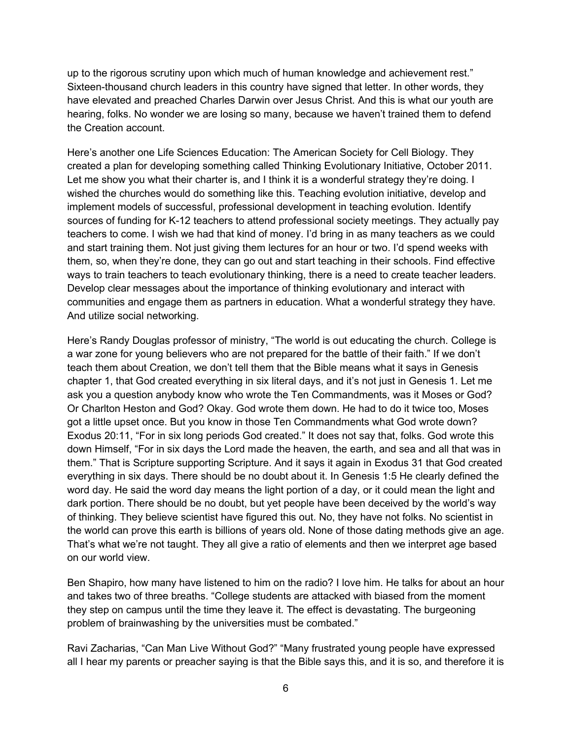up to the rigorous scrutiny upon which much of human knowledge and achievement rest." Sixteen-thousand church leaders in this country have signed that letter. In other words, they have elevated and preached Charles Darwin over Jesus Christ. And this is what our youth are hearing, folks. No wonder we are losing so many, because we haven't trained them to defend the Creation account.

Here's another one Life Sciences Education: The American Society for Cell Biology. They created a plan for developing something called Thinking Evolutionary Initiative, October 2011. Let me show you what their charter is, and I think it is a wonderful strategy they're doing. I wished the churches would do something like this. Teaching evolution initiative, develop and implement models of successful, professional development in teaching evolution. Identify sources of funding for K-12 teachers to attend professional society meetings. They actually pay teachers to come. I wish we had that kind of money. I'd bring in as many teachers as we could and start training them. Not just giving them lectures for an hour or two. I'd spend weeks with them, so, when they're done, they can go out and start teaching in their schools. Find effective ways to train teachers to teach evolutionary thinking, there is a need to create teacher leaders. Develop clear messages about the importance of thinking evolutionary and interact with communities and engage them as partners in education. What a wonderful strategy they have. And utilize social networking.

Here's Randy Douglas professor of ministry, "The world is out educating the church. College is a war zone for young believers who are not prepared for the battle of their faith." If we don't teach them about Creation, we don't tell them that the Bible means what it says in Genesis chapter 1, that God created everything in six literal days, and it's not just in Genesis 1. Let me ask you a question anybody know who wrote the Ten Commandments, was it Moses or God? Or Charlton Heston and God? Okay. God wrote them down. He had to do it twice too, Moses got a little upset once. But you know in those Ten Commandments what God wrote down? Exodus 20:11, "For in six long periods God created." It does not say that, folks. God wrote this down Himself, "For in six days the Lord made the heaven, the earth, and sea and all that was in them." That is Scripture supporting Scripture. And it says it again in Exodus 31 that God created everything in six days. There should be no doubt about it. In Genesis 1:5 He clearly defined the word day. He said the word day means the light portion of a day, or it could mean the light and dark portion. There should be no doubt, but yet people have been deceived by the world's way of thinking. They believe scientist have figured this out. No, they have not folks. No scientist in the world can prove this earth is billions of years old. None of those dating methods give an age. That's what we're not taught. They all give a ratio of elements and then we interpret age based on our world view.

Ben Shapiro, how many have listened to him on the radio? I love him. He talks for about an hour and takes two of three breaths. "College students are attacked with biased from the moment they step on campus until the time they leave it. The effect is devastating. The burgeoning problem of brainwashing by the universities must be combated."

Ravi Zacharias, "Can Man Live Without God?" "Many frustrated young people have expressed all I hear my parents or preacher saying is that the Bible says this, and it is so, and therefore it is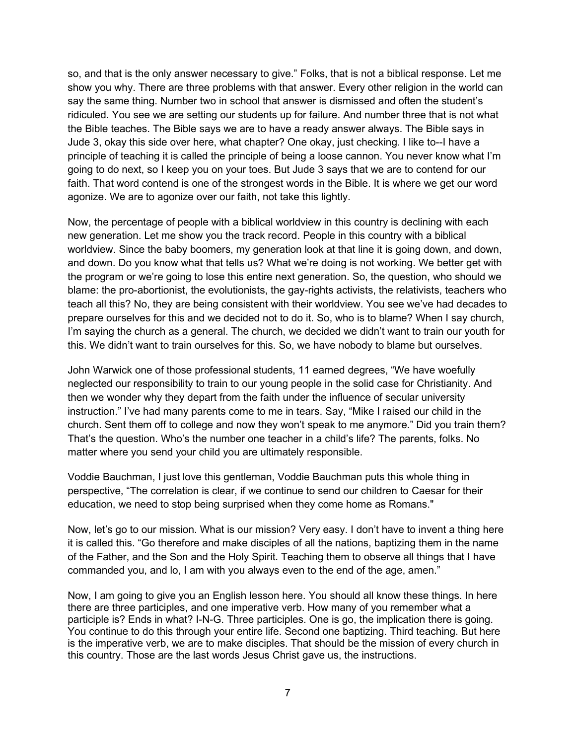so, and that is the only answer necessary to give." Folks, that is not a biblical response. Let me show you why. There are three problems with that answer. Every other religion in the world can say the same thing. Number two in school that answer is dismissed and often the student's ridiculed. You see we are setting our students up for failure. And number three that is not what the Bible teaches. The Bible says we are to have a ready answer always. The Bible says in Jude 3, okay this side over here, what chapter? One okay, just checking. I like to--I have a principle of teaching it is called the principle of being a loose cannon. You never know what I'm going to do next, so I keep you on your toes. But Jude 3 says that we are to contend for our faith. That word contend is one of the strongest words in the Bible. It is where we get our word agonize. We are to agonize over our faith, not take this lightly.

Now, the percentage of people with a biblical worldview in this country is declining with each new generation. Let me show you the track record. People in this country with a biblical worldview. Since the baby boomers, my generation look at that line it is going down, and down, and down. Do you know what that tells us? What we're doing is not working. We better get with the program or we're going to lose this entire next generation. So, the question, who should we blame: the pro-abortionist, the evolutionists, the gay-rights activists, the relativists, teachers who teach all this? No, they are being consistent with their worldview. You see we've had decades to prepare ourselves for this and we decided not to do it. So, who is to blame? When I say church, I'm saying the church as a general. The church, we decided we didn't want to train our youth for this. We didn't want to train ourselves for this. So, we have nobody to blame but ourselves.

John Warwick one of those professional students, 11 earned degrees, "We have woefully neglected our responsibility to train to our young people in the solid case for Christianity. And then we wonder why they depart from the faith under the influence of secular university instruction." I've had many parents come to me in tears. Say, "Mike I raised our child in the church. Sent them off to college and now they won't speak to me anymore." Did you train them? That's the question. Who's the number one teacher in a child's life? The parents, folks. No matter where you send your child you are ultimately responsible.

Voddie Bauchman, I just love this gentleman, Voddie Bauchman puts this whole thing in perspective, "The correlation is clear, if we continue to send our children to Caesar for their education, we need to stop being surprised when they come home as Romans."

Now, let's go to our mission. What is our mission? Very easy. I don't have to invent a thing here it is called this. "Go therefore and make disciples of all the nations, baptizing them in the name of the Father, and the Son and the Holy Spirit. Teaching them to observe all things that I have commanded you, and lo, I am with you always even to the end of the age, amen."

Now, I am going to give you an English lesson here. You should all know these things. In here there are three participles, and one imperative verb. How many of you remember what a participle is? Ends in what? I-N-G. Three participles. One is go, the implication there is going. You continue to do this through your entire life. Second one baptizing. Third teaching. But here is the imperative verb, we are to make disciples. That should be the mission of every church in this country. Those are the last words Jesus Christ gave us, the instructions.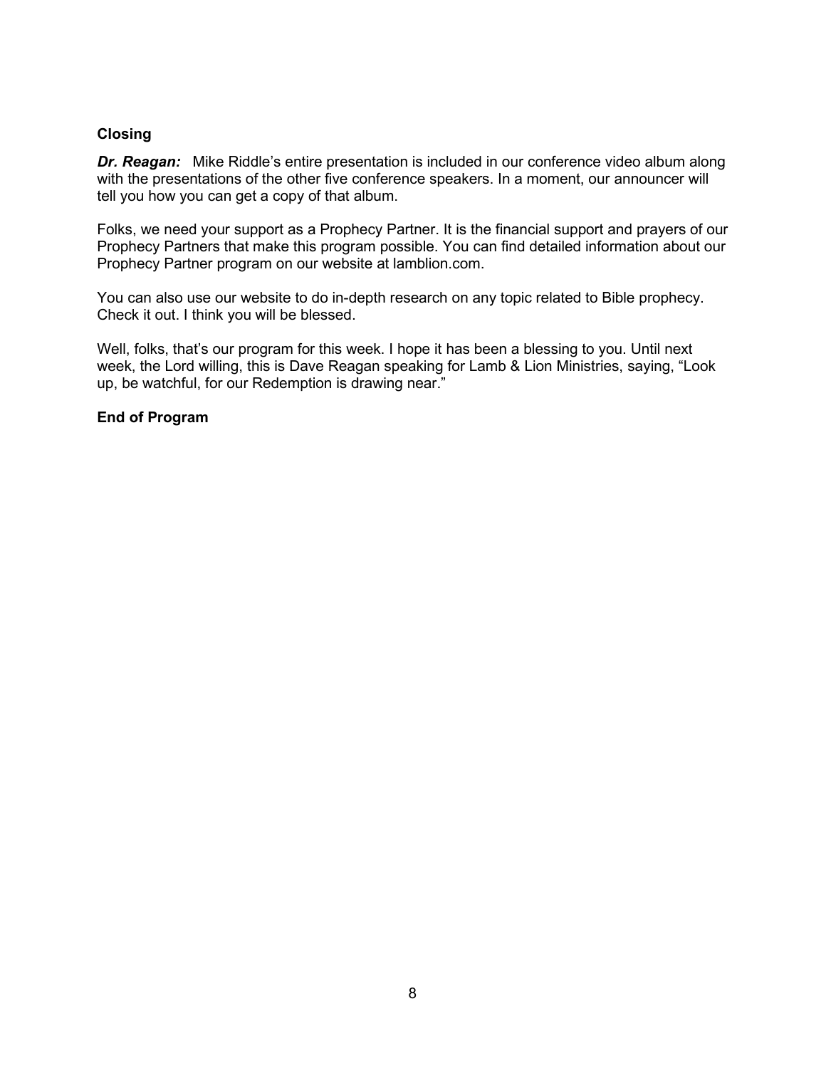**Closing**

***Dr. Reagan:*** Mike Riddle's entire presentation is included in our conference video album along with the presentations of the other five conference speakers. In a moment, our announcer will tell you how you can get a copy of that album.

Folks, we need your support as a Prophecy Partner. It is the financial support and prayers of our Prophecy Partners that make this program possible. You can find detailed information about our Prophecy Partner program on our website at lamblion.com.

You can also use our website to do in-depth research on any topic related to Bible prophecy. Check it out. I think you will be blessed.

Well, folks, that's our program for this week. I hope it has been a blessing to you. Until next week, the Lord willing, this is Dave Reagan speaking for Lamb & Lion Ministries, saying, "Look up, be watchful, for our Redemption is drawing near."

**End of Program**